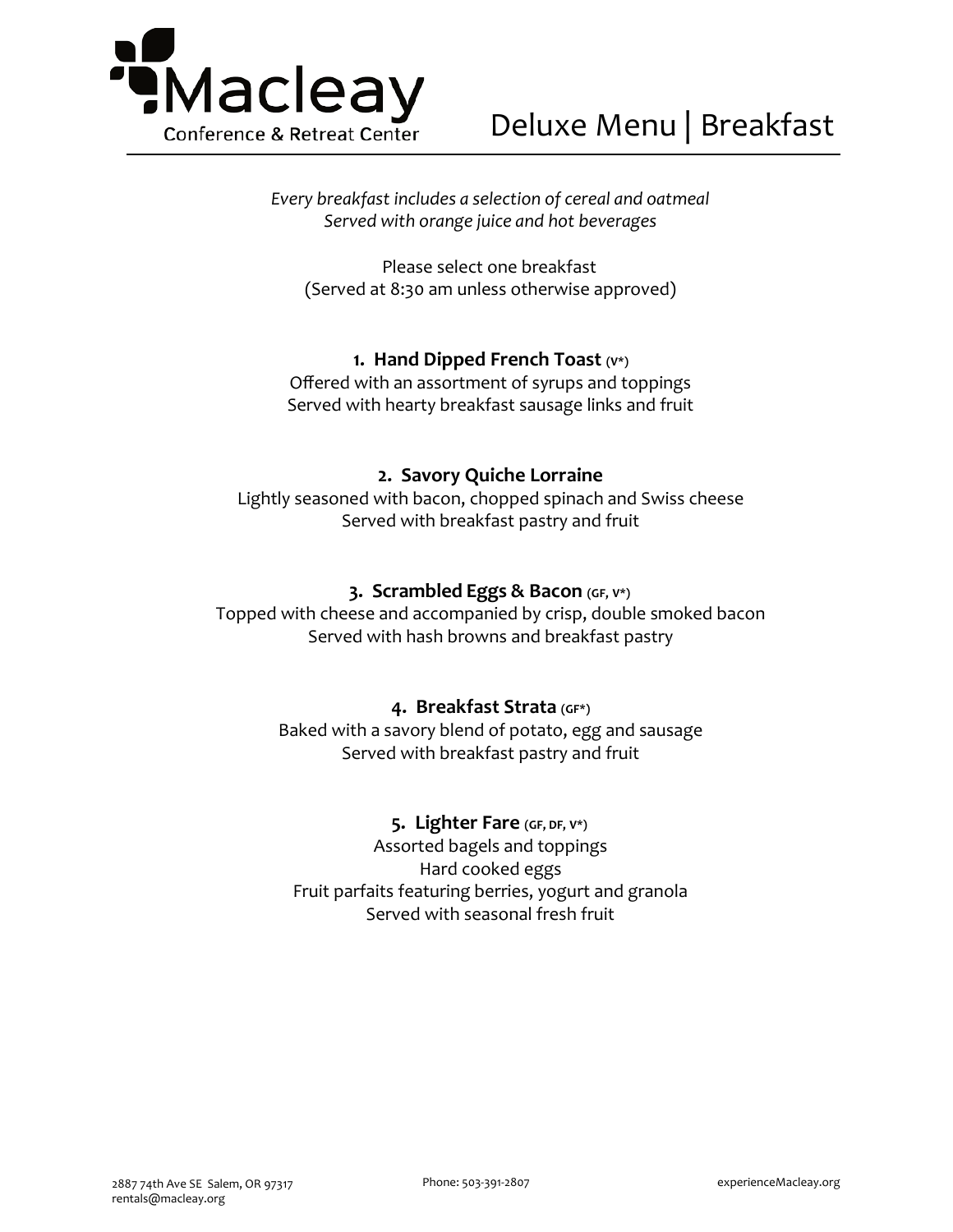# Macleay Conference & Retreat Center

## Deluxe Menu | Breakfast

*Every breakfast includes a selection of cereal and oatmeal*
*Served with orange juice and hot beverages*

Please select one breakfast
(Served at 8:30 am unless otherwise approved)

### 1. Hand Dipped French Toast (V*)

Offered with an assortment of syrups and toppings
Served with hearty breakfast sausage links and fruit

### 2. Savory Quiche Lorraine

Lightly seasoned with bacon, chopped spinach and Swiss cheese
Served with breakfast pastry and fruit

### 3. Scrambled Eggs & Bacon (GF, V*)

Topped with cheese and accompanied by crisp, double smoked bacon
Served with hash browns and breakfast pastry

### 4. Breakfast Strata (GF*)

Baked with a savory blend of potato, egg and sausage
Served with breakfast pastry and fruit

### 5. Lighter Fare (GF, DF, V*)

Assorted bagels and toppings
Hard cooked eggs
Fruit parfaits featuring berries, yogurt and granola
Served with seasonal fresh fruit

2887 74th Ave SE Salem, OR 97317
rentals@macleay.org

Phone: 503-391-2807

experienceMacleay.org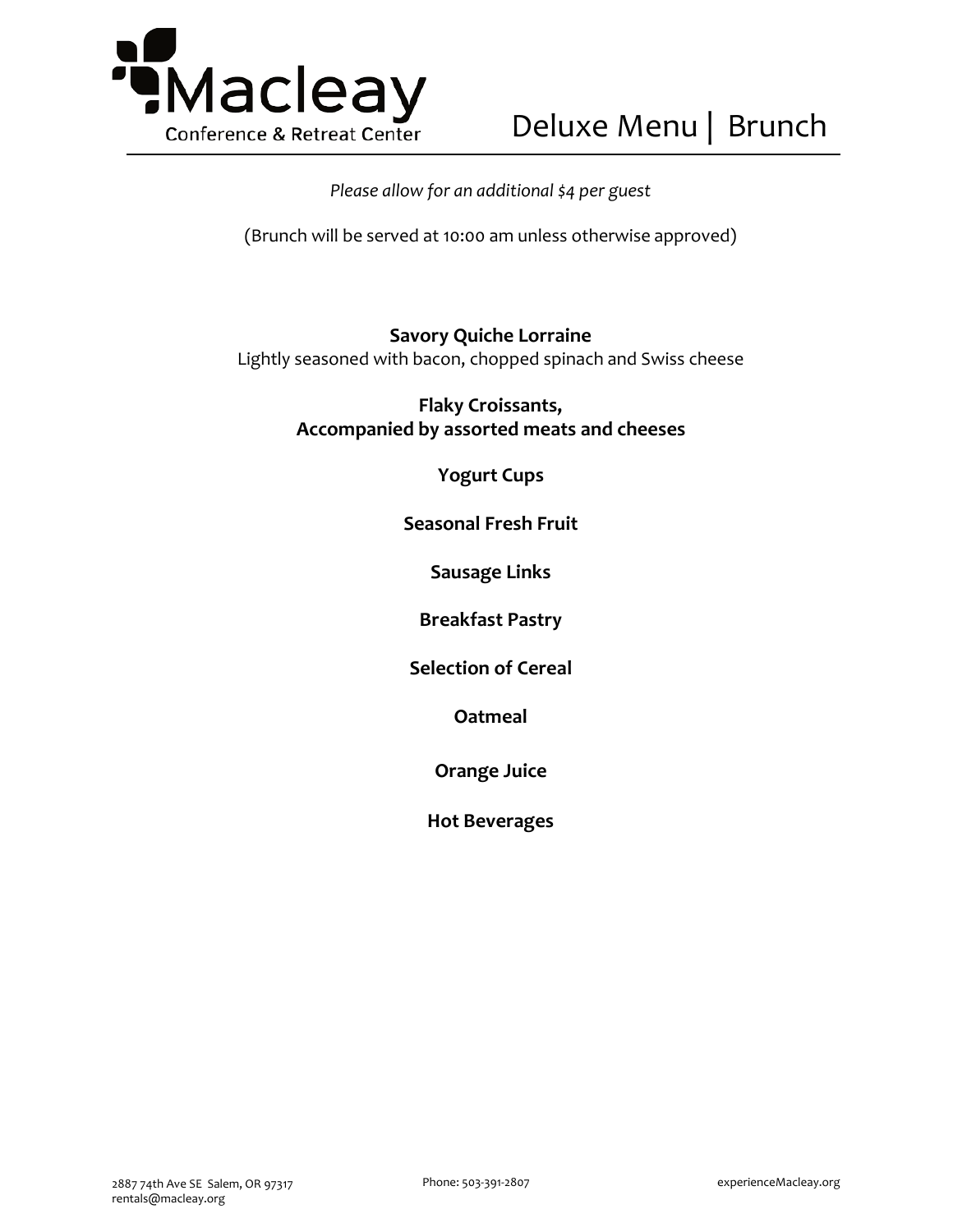Macleay Conference & Retreat Center

# Deluxe Menu | Brunch

*Please allow for an additional $4 per guest*

(Brunch will be served at 10:00 am unless otherwise approved)

**Savory Quiche Lorraine**
Lightly seasoned with bacon, chopped spinach and Swiss cheese

**Flaky Croissants,**
**Accompanied by assorted meats and cheeses**

**Yogurt Cups**

**Seasonal Fresh Fruit**

**Sausage Links**

**Breakfast Pastry**

**Selection of Cereal**

**Oatmeal**

**Orange Juice**

**Hot Beverages**

2887 74th Ave SE Salem, OR 97317
rentals@macleay.org

Phone: 503-391-2807

experienceMacleay.org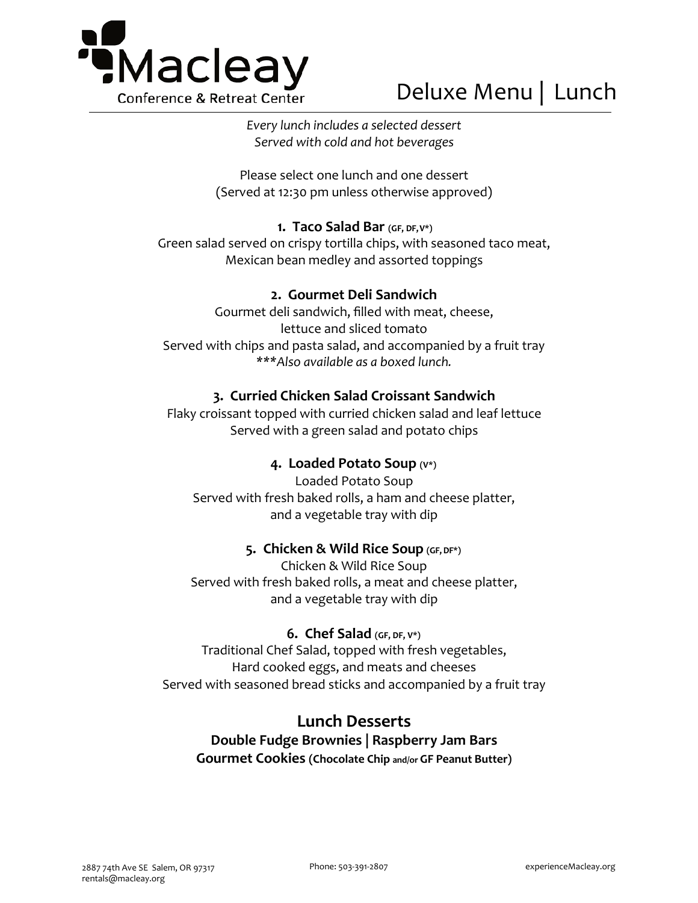Macleay Conference & Retreat Center

# Deluxe Menu | Lunch

*Every lunch includes a selected dessert*
*Served with cold and hot beverages*

Please select one lunch and one dessert
(Served at 12:30 pm unless otherwise approved)

**1. Taco Salad Bar** (GF, DF, V*)
Green salad served on crispy tortilla chips, with seasoned taco meat,
Mexican bean medley and assorted toppings

**2. Gourmet Deli Sandwich**
Gourmet deli sandwich, filled with meat, cheese,
lettuce and sliced tomato
Served with chips and pasta salad, and accompanied by a fruit tray
****Also available as a boxed lunch.*

**3. Curried Chicken Salad Croissant Sandwich**
Flaky croissant topped with curried chicken salad and leaf lettuce
Served with a green salad and potato chips

**4. Loaded Potato Soup** (V*)
Loaded Potato Soup
Served with fresh baked rolls, a ham and cheese platter,
and a vegetable tray with dip

**5. Chicken & Wild Rice Soup** (GF, DF*)
Chicken & Wild Rice Soup
Served with fresh baked rolls, a meat and cheese platter,
and a vegetable tray with dip

**6. Chef Salad** (GF, DF, V*)
Traditional Chef Salad, topped with fresh vegetables,
Hard cooked eggs, and meats and cheeses
Served with seasoned bread sticks and accompanied by a fruit tray

## Lunch Desserts

**Double Fudge Brownies | Raspberry Jam Bars**
**Gourmet Cookies (Chocolate Chip and/or GF Peanut Butter)**

2887 74th Ave SE Salem, OR 97317
rentals@macleay.org
Phone: 503-391-2807
experienceMacleay.org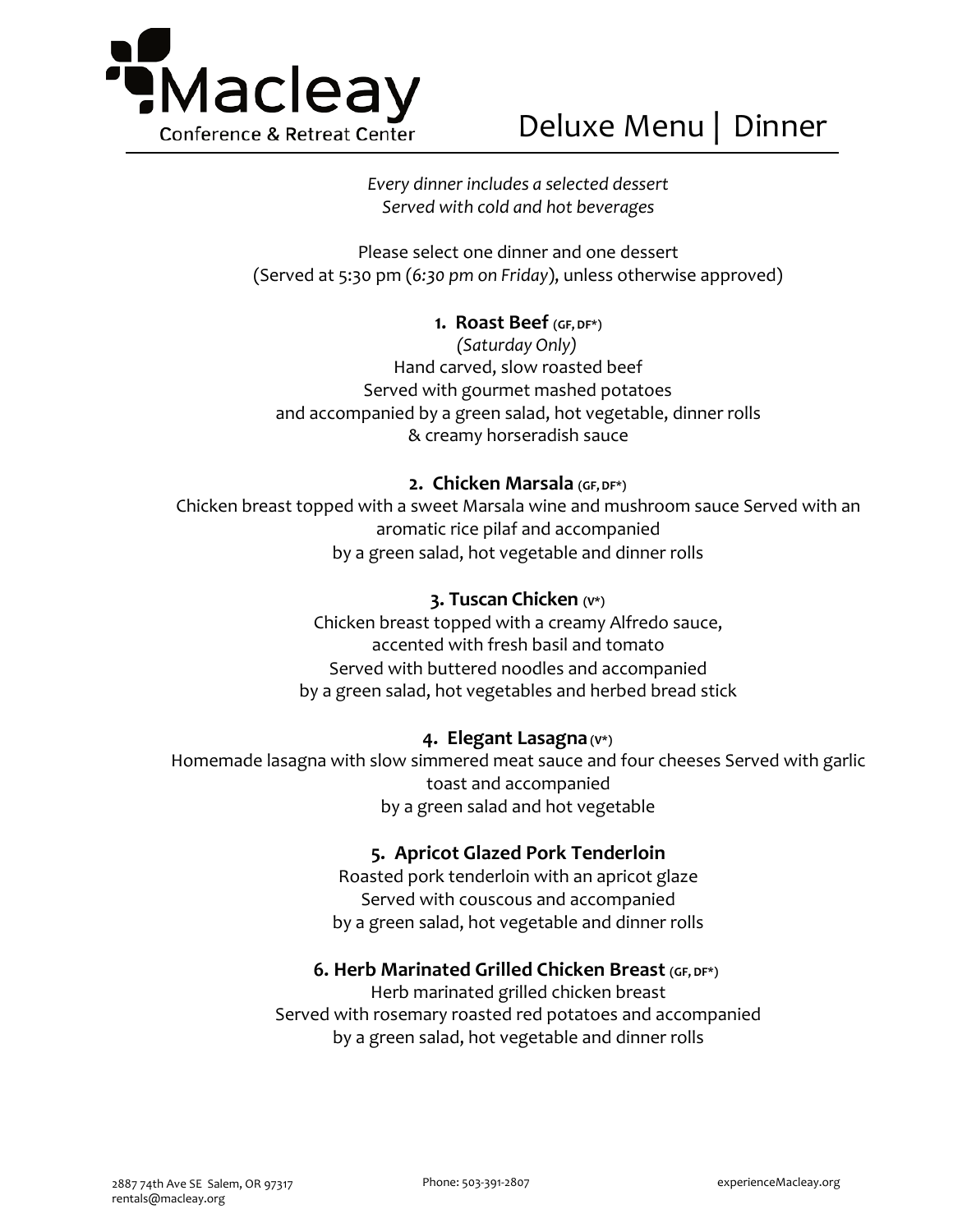Macleay
Conference & Retreat Center

# Deluxe Menu | Dinner

*Every dinner includes a selected dessert*
*Served with cold and hot beverages*

Please select one dinner and one dessert
(Served at 5:30 pm (*6:30 pm on Friday*), unless otherwise approved)

### 1. Roast Beef (GF, DF*)

*(Saturday Only)*
Hand carved, slow roasted beef
Served with gourmet mashed potatoes
and accompanied by a green salad, hot vegetable, dinner rolls
& creamy horseradish sauce

### 2. Chicken Marsala (GF, DF*)

Chicken breast topped with a sweet Marsala wine and mushroom sauce Served with an aromatic rice pilaf and accompanied
by a green salad, hot vegetable and dinner rolls

### 3. Tuscan Chicken (V*)

Chicken breast topped with a creamy Alfredo sauce,
accented with fresh basil and tomato
Served with buttered noodles and accompanied
by a green salad, hot vegetables and herbed bread stick

### 4. Elegant Lasagna (V*)

Homemade lasagna with slow simmered meat sauce and four cheeses Served with garlic toast and accompanied
by a green salad and hot vegetable

### 5. Apricot Glazed Pork Tenderloin

Roasted pork tenderloin with an apricot glaze
Served with couscous and accompanied
by a green salad, hot vegetable and dinner rolls

### 6. Herb Marinated Grilled Chicken Breast (GF, DF*)

Herb marinated grilled chicken breast
Served with rosemary roasted red potatoes and accompanied
by a green salad, hot vegetable and dinner rolls

2887 74th Ave SE Salem, OR 97317
rentals@macleay.org
Phone: 503-391-2807
experienceMacleay.org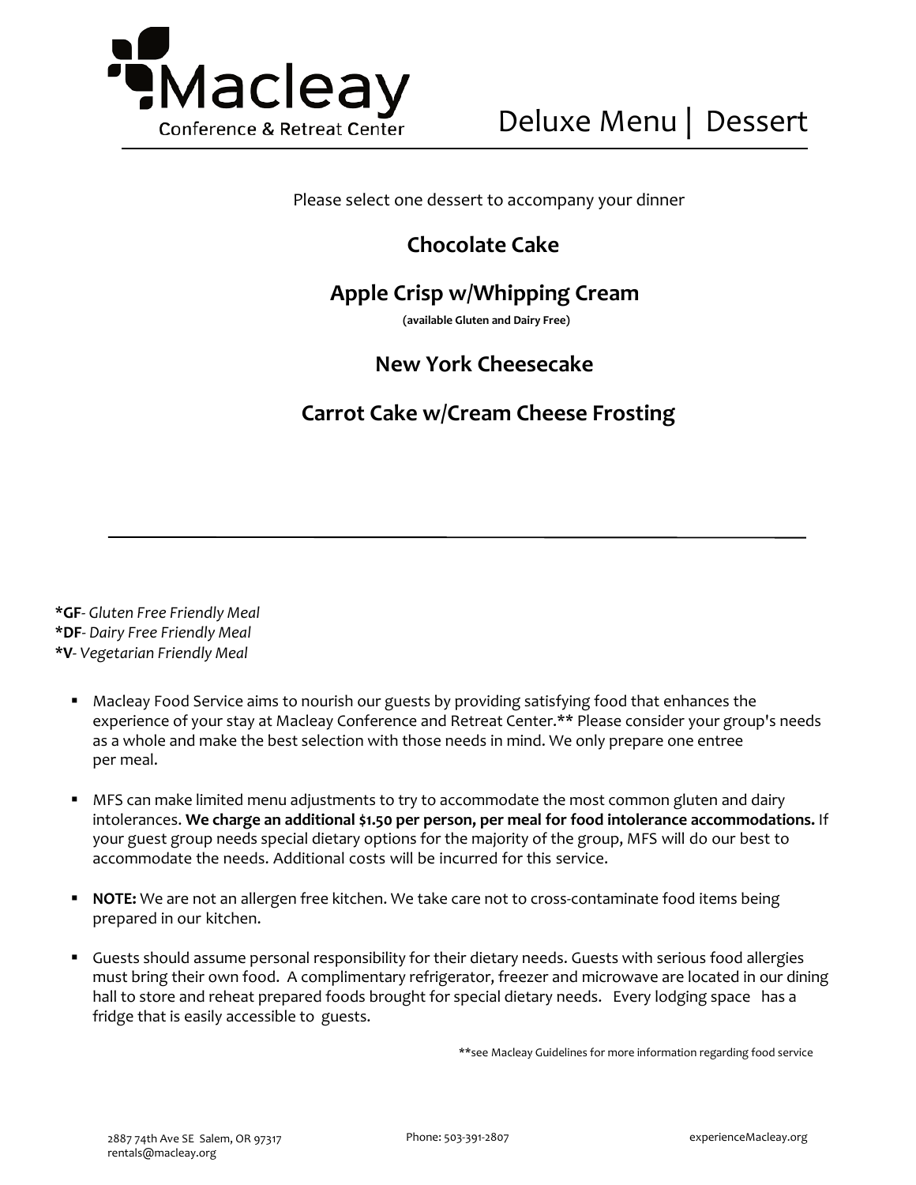Macleay Conference & Retreat Center

# Deluxe Menu | Dessert

Please select one dessert to accompany your dinner

## Chocolate Cake

## Apple Crisp w/Whipping Cream

**(available Gluten and Dairy Free)**

## New York Cheesecake

## Carrot Cake w/Cream Cheese Frosting

---

**\*GF**- *Gluten Free Friendly Meal*
**\*DF**- *Dairy Free Friendly Meal*
**\*V**- *Vegetarian Friendly Meal*

- Macleay Food Service aims to nourish our guests by providing satisfying food that enhances the experience of your stay at Macleay Conference and Retreat Center.** Please consider your group's needs as a whole and make the best selection with those needs in mind. We only prepare one entree per meal.

- MFS can make limited menu adjustments to try to accommodate the most common gluten and dairy intolerances. **We charge an additional $1.50 per person, per meal for food intolerance accommodations.** If your guest group needs special dietary options for the majority of the group, MFS will do our best to accommodate the needs. Additional costs will be incurred for this service.

- **NOTE:** We are not an allergen free kitchen. We take care not to cross-contaminate food items being prepared in our kitchen.

- Guests should assume personal responsibility for their dietary needs. Guests with serious food allergies must bring their own food. A complimentary refrigerator, freezer and microwave are located in our dining hall to store and reheat prepared foods brought for special dietary needs. Every lodging space has a fridge that is easily accessible to guests.

**see Macleay Guidelines for more information regarding food service

2887 74th Ave SE Salem, OR 97317
rentals@macleay.org

Phone: 503-391-2807

experienceMacleay.org